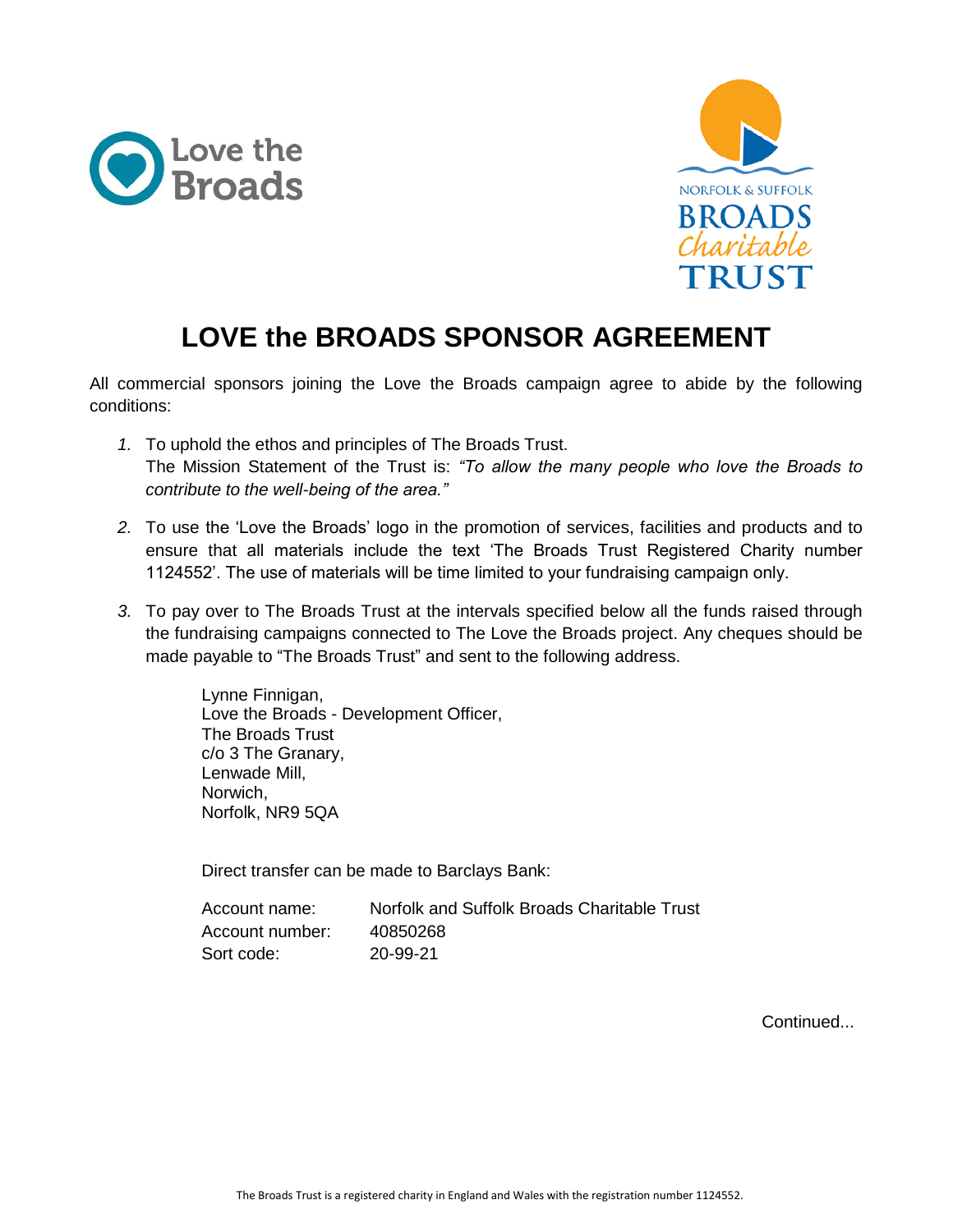# LOVE the BROADS SPONSOR AGREEMENT

All commercial sponsors joining the Love the Broads campaign agree to abide by the following conditions:

1. To uphold the ethos and principles of The Broads Trust.
   The Mission Statement of the Trust is: *"To allow the many people who love the Broads to contribute to the well-being of the area."*

2. To use the 'Love the Broads' logo in the promotion of services, facilities and products and to ensure that all materials include the text 'The Broads Trust Registered Charity number 1124552'. The use of materials will be time limited to your fundraising campaign only.

3. To pay over to The Broads Trust at the intervals specified below all the funds raised through the fundraising campaigns connected to The Love the Broads project. Any cheques should be made payable to "The Broads Trust" and sent to the following address.

   Lynne Finnigan,
   Love the Broads - Development Officer,
   The Broads Trust
   c/o 3 The Granary,
   Lenwade Mill,
   Norwich,
   Norfolk, NR9 5QA

   Direct transfer can be made to Barclays Bank:

   | | |
   |---|---|
   | Account name: | Norfolk and Suffolk Broads Charitable Trust |
   | Account number: | 40850268 |
   | Sort code: | 20-99-21 |

Continued...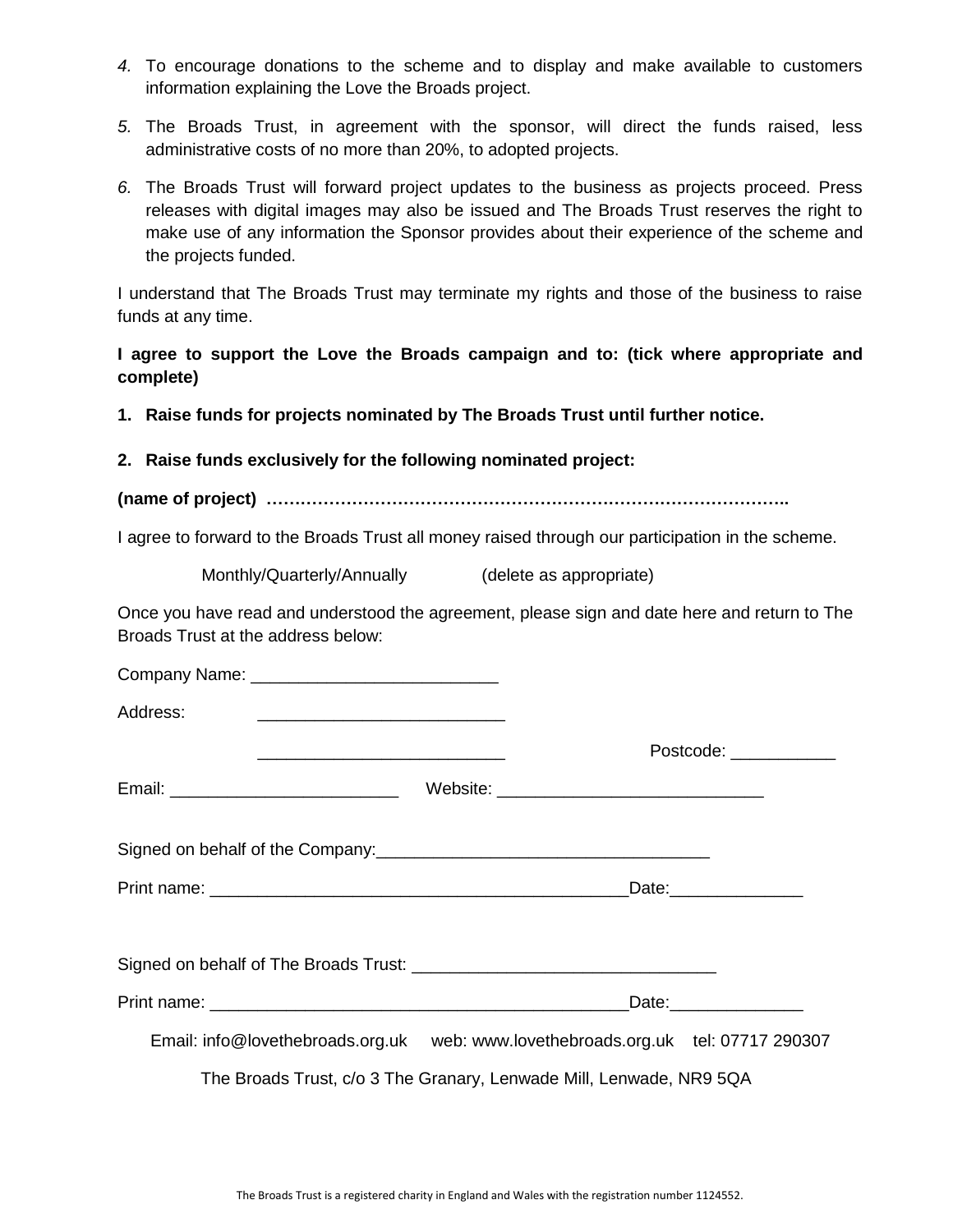4. To encourage donations to the scheme and to display and make available to customers information explaining the Love the Broads project.

5. The Broads Trust, in agreement with the sponsor, will direct the funds raised, less administrative costs of no more than 20%, to adopted projects.

6. The Broads Trust will forward project updates to the business as projects proceed. Press releases with digital images may also be issued and The Broads Trust reserves the right to make use of any information the Sponsor provides about their experience of the scheme and the projects funded.

I understand that The Broads Trust may terminate my rights and those of the business to raise funds at any time.

**I agree to support the Love the Broads campaign and to: (tick where appropriate and complete)**

1. **Raise funds for projects nominated by The Broads Trust until further notice.**

2. **Raise funds exclusively for the following nominated project:**

**(name of project) ……………………………………………………………………………..**

I agree to forward to the Broads Trust all money raised through our participation in the scheme.

Monthly/Quarterly/Annually (delete as appropriate)

Once you have read and understood the agreement, please sign and date here and return to The Broads Trust at the address below:

Company Name: __________________________

Address: __________________________

__________________________ Postcode: ___________

Email: ________________________ Website: ___________________________

Signed on behalf of the Company:___________________________________

Print name: ____________________________________________Date:______________

Signed on behalf of The Broads Trust: ________________________________

Print name: ____________________________________________Date:______________

Email: info@lovethebroads.org.uk web: www.lovethebroads.org.uk tel: 07717 290307

The Broads Trust, c/o 3 The Granary, Lenwade Mill, Lenwade, NR9 5QA

The Broads Trust is a registered charity in England and Wales with the registration number 1124552.